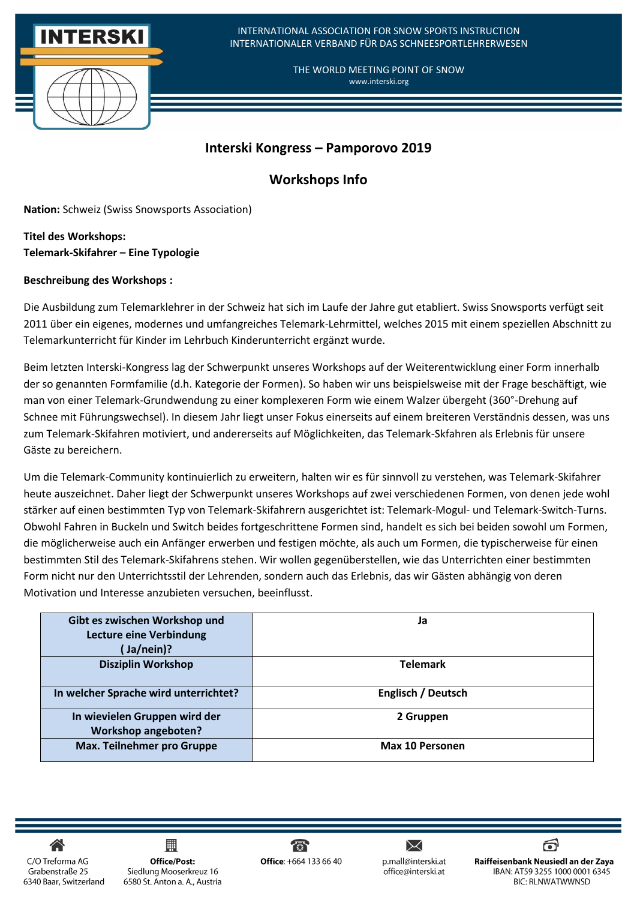INTERNATIONAL ASSOCIATION FOR SNOW SPORTS INSTRUCTION
INTERNATIONALER VERBAND FÜR DAS SCHNEESPORTLEHRERWESEN

THE WORLD MEETING POINT OF SNOW
www.interski.org

## Interski Kongress – Pamporovo 2019

## Workshops Info

**Nation:** Schweiz (Swiss Snowsports Association)

**Titel des Workshops:**
**Telemark-Skifahrer – Eine Typologie**

**Beschreibung des Workshops :**

Die Ausbildung zum Telemarklehrer in der Schweiz hat sich im Laufe der Jahre gut etabliert. Swiss Snowsports verfügt seit 2011 über ein eigenes, modernes und umfangreiches Telemark-Lehrmittel, welches 2015 mit einem speziellen Abschnitt zu Telemarkunterricht für Kinder im Lehrbuch Kinderunterricht ergänzt wurde.

Beim letzten Interski-Kongress lag der Schwerpunkt unseres Workshops auf der Weiterentwicklung einer Form innerhalb der so genannten Formfamilie (d.h. Kategorie der Formen). So haben wir uns beispielsweise mit der Frage beschäftigt, wie man von einer Telemark-Grundwendung zu einer komplexeren Form wie einem Walzer übergeht (360°-Drehung auf Schnee mit Führungswechsel). In diesem Jahr liegt unser Fokus einerseits auf einem breiteren Verständnis dessen, was uns zum Telemark-Skifahren motiviert, und andererseits auf Möglichkeiten, das Telemark-Skfahren als Erlebnis für unsere Gäste zu bereichern.

Um die Telemark-Community kontinuierlich zu erweitern, halten wir es für sinnvoll zu verstehen, was Telemark-Skifahrer heute auszeichnet. Daher liegt der Schwerpunkt unseres Workshops auf zwei verschiedenen Formen, von denen jede wohl stärker auf einen bestimmten Typ von Telemark-Skifahrern ausgerichtet ist: Telemark-Mogul- und Telemark-Switch-Turns. Obwohl Fahren in Buckeln und Switch beides fortgeschrittene Formen sind, handelt es sich bei beiden sowohl um Formen, die möglicherweise auch ein Anfänger erwerben und festigen möchte, als auch um Formen, die typischerweise für einen bestimmten Stil des Telemark-Skifahrens stehen. Wir wollen gegenüberstellen, wie das Unterrichten einer bestimmten Form nicht nur den Unterrichtsstil der Lehrenden, sondern auch das Erlebnis, das wir Gästen abhängig von deren Motivation und Interesse anzubieten versuchen, beeinflusst.

| Frage | Antwort |
|---|---|
| **Gibt es zwischen Workshop und Lecture eine Verbindung ( Ja/nein)?** | **Ja** |
| **Disziplin Workshop** | **Telemark** |
| **In welcher Sprache wird unterrichtet?** | **Englisch / Deutsch** |
| **In wievielen Gruppen wird der Workshop angeboten?** | **2 Gruppen** |
| **Max. Teilnehmer pro Gruppe** | **Max 10 Personen** |

C/O Treforma AG, Grabenstraße 25, 6340 Baar, Switzerland | **Office/Post:** Siedlung Mooserkreuz 16, 6580 St. Anton a. A., Austria | **Office**: +664 133 66 40 | p.mall@interski.at, office@interski.at | **Raiffeisenbank Neusiedl an der Zaya** IBAN: AT59 3255 1000 0001 6345 BIC: RLNWATWWNSD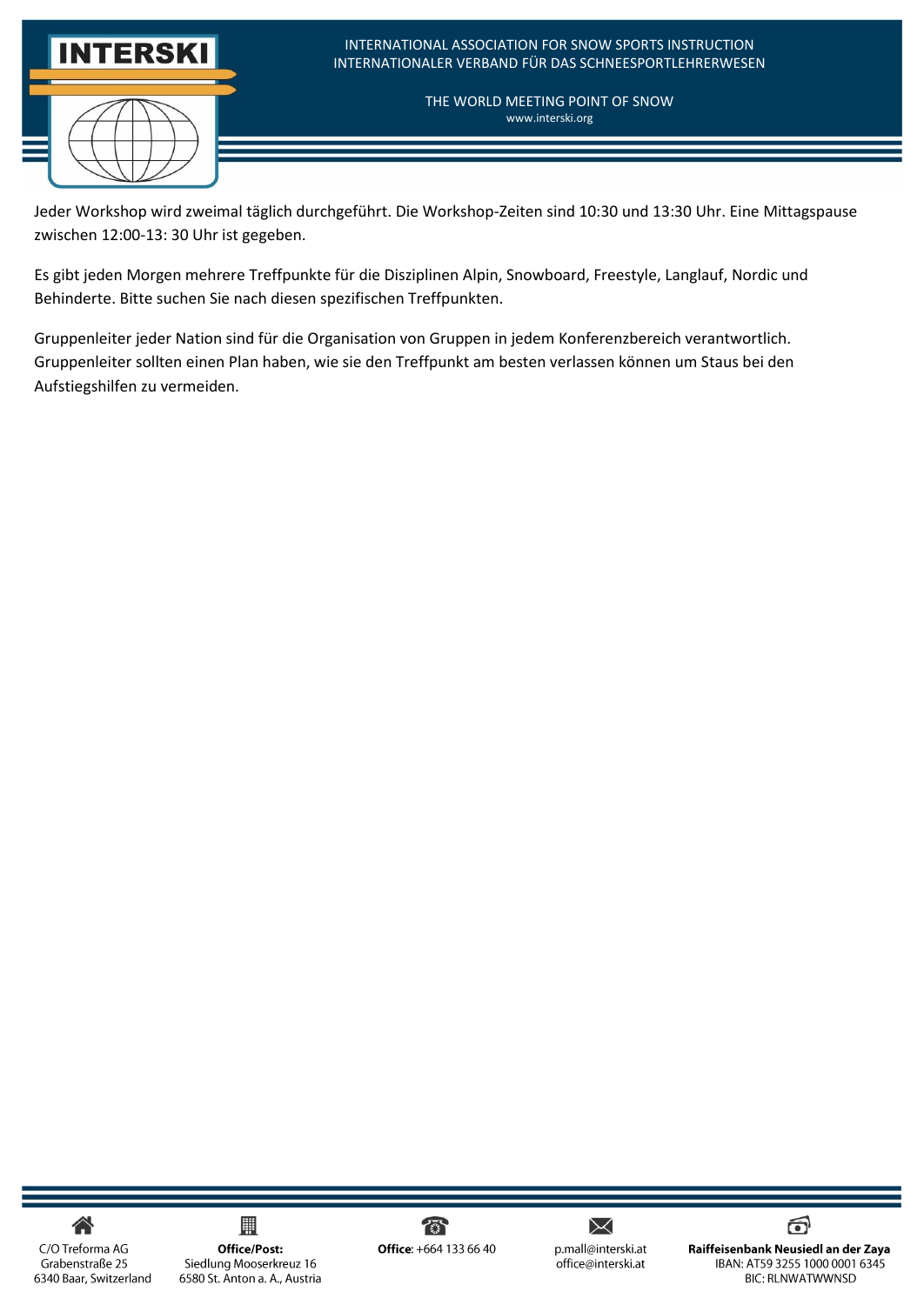Jeder Workshop wird zweimal täglich durchgeführt. Die Workshop-Zeiten sind 10:30 und 13:30 Uhr. Eine Mittagspause zwischen 12:00-13: 30 Uhr ist gegeben.

Es gibt jeden Morgen mehrere Treffpunkte für die Disziplinen Alpin, Snowboard, Freestyle, Langlauf, Nordic und Behinderte. Bitte suchen Sie nach diesen spezifischen Treffpunkten.

Gruppenleiter jeder Nation sind für die Organisation von Gruppen in jedem Konferenzbereich verantwortlich. Gruppenleiter sollten einen Plan haben, wie sie den Treffpunkt am besten verlassen können um Staus bei den Aufstiegshilfen zu vermeiden.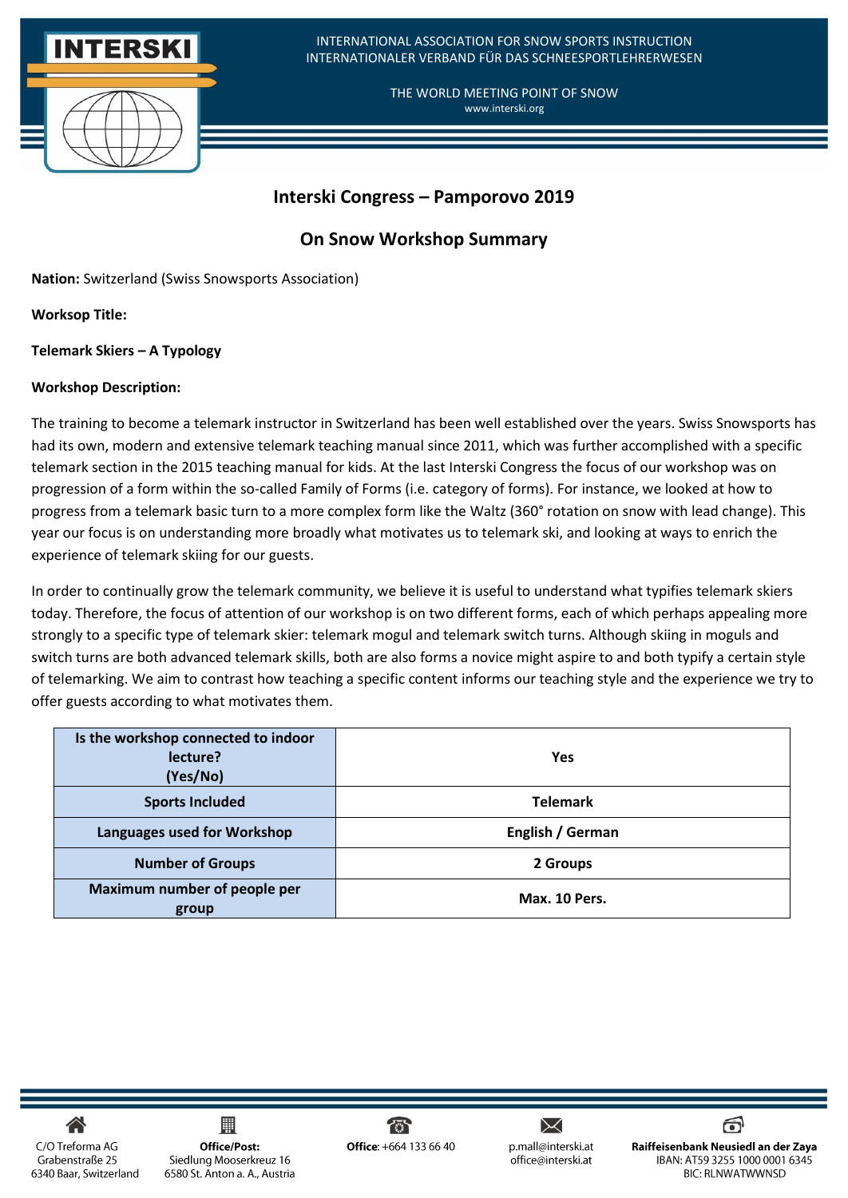## Interski Congress – Pamporovo 2019

## On Snow Workshop Summary

**Nation:** Switzerland (Swiss Snowsports Association)

**Worksop Title:**

**Telemark Skiers – A Typology**

**Workshop Description:**

The training to become a telemark instructor in Switzerland has been well established over the years. Swiss Snowsports has had its own, modern and extensive telemark teaching manual since 2011, which was further accomplished with a specific telemark section in the 2015 teaching manual for kids. At the last Interski Congress the focus of our workshop was on progression of a form within the so-called Family of Forms (i.e. category of forms). For instance, we looked at how to progress from a telemark basic turn to a more complex form like the Waltz (360° rotation on snow with lead change). This year our focus is on understanding more broadly what motivates us to telemark ski, and looking at ways to enrich the experience of telemark skiing for our guests.

In order to continually grow the telemark community, we believe it is useful to understand what typifies telemark skiers today. Therefore, the focus of attention of our workshop is on two different forms, each of which perhaps appealing more strongly to a specific type of telemark skier: telemark mogul and telemark switch turns. Although skiing in moguls and switch turns are both advanced telemark skills, both are also forms a novice might aspire to and both typify a certain style of telemarking. We aim to contrast how teaching a specific content informs our teaching style and the experience we try to offer guests according to what motivates them.

| Is the workshop connected to indoor lecture? (Yes/No) | Yes |
|---|---|
| Sports Included | Telemark |
| Languages used for Workshop | English / German |
| Number of Groups | 2 Groups |
| Maximum number of people per group | Max. 10 Pers. |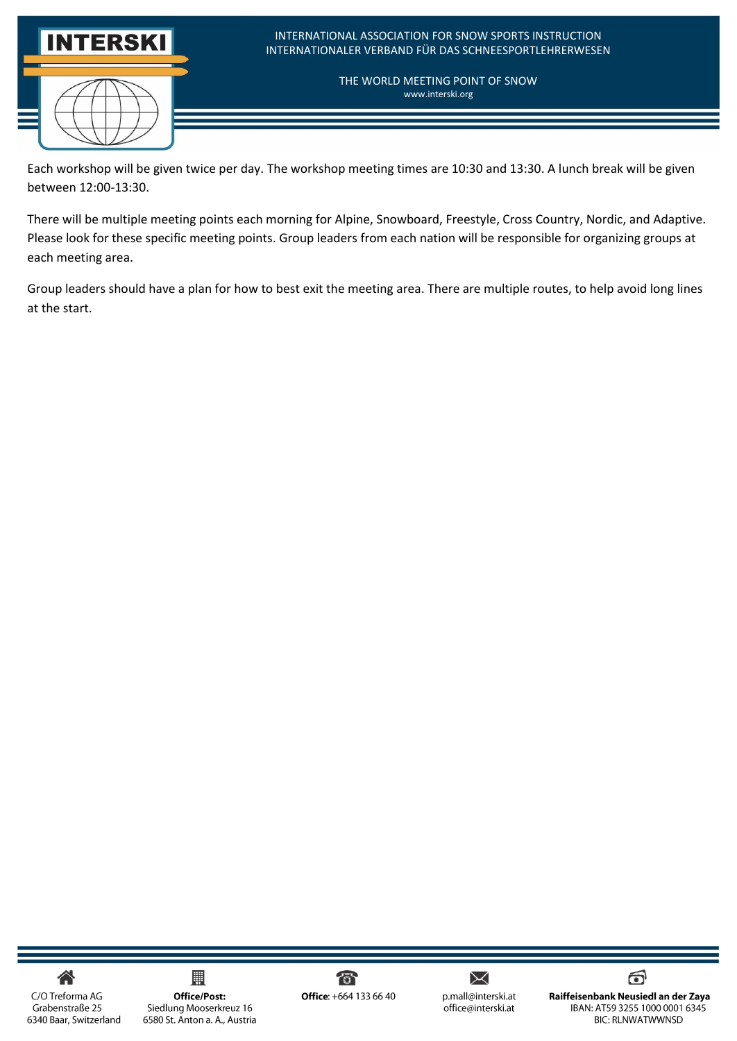Each workshop will be given twice per day. The workshop meeting times are 10:30 and 13:30. A lunch break will be given between 12:00-13:30.

There will be multiple meeting points each morning for Alpine, Snowboard, Freestyle, Cross Country, Nordic, and Adaptive. Please look for these specific meeting points. Group leaders from each nation will be responsible for organizing groups at each meeting area.

Group leaders should have a plan for how to best exit the meeting area. There are multiple routes, to help avoid long lines at the start.